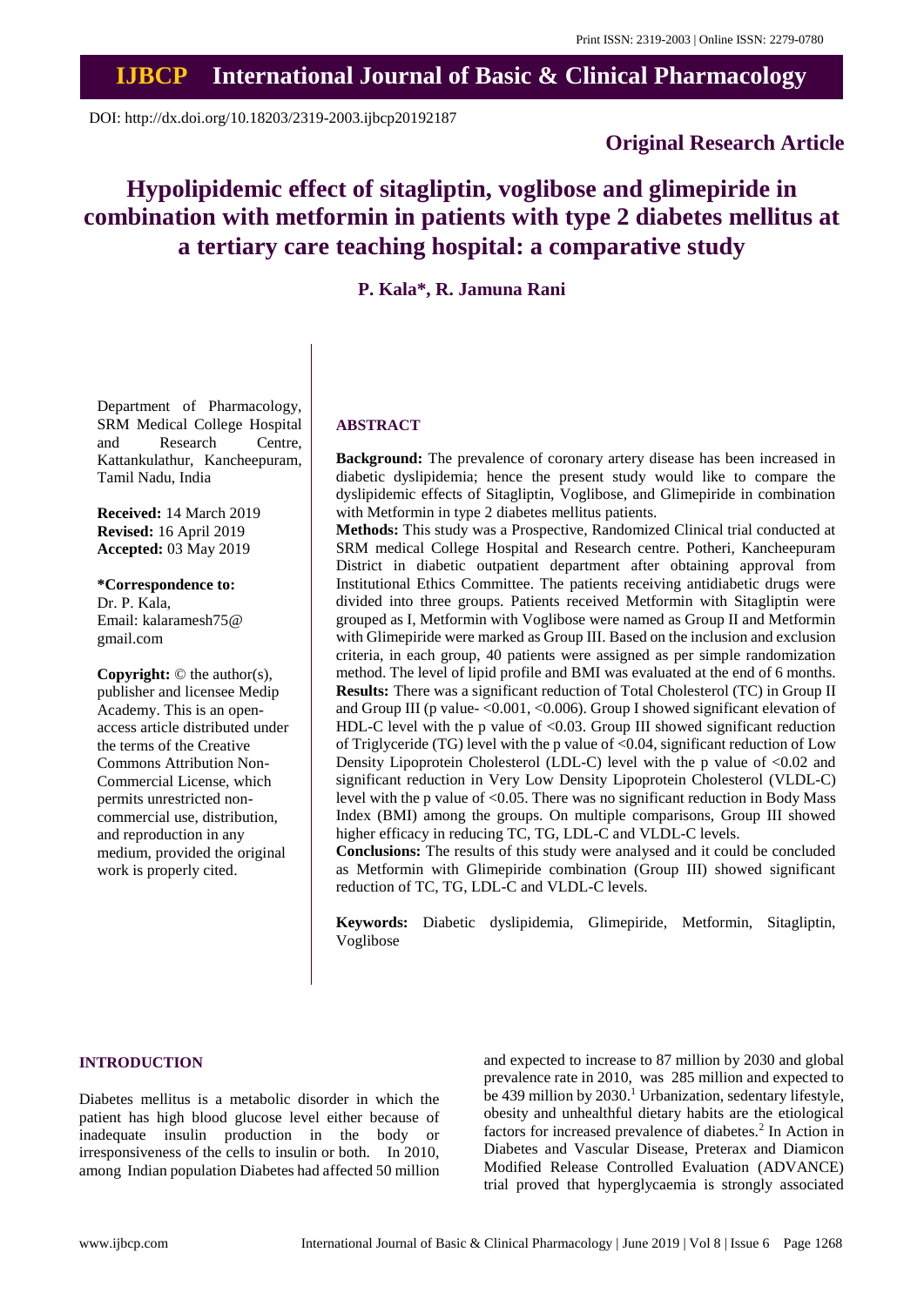Print ISSN: 2319-2003 | Online ISSN: 2279-0780

# IJBCP International Journal of Basic & Clinical Pharmacology

DOI: http://dx.doi.org/10.18203/2319-2003.ijbcp20192187

**Original Research Article**

# Hypolipidemic effect of sitagliptin, voglibose and glimepiride in combination with metformin in patients with type 2 diabetes mellitus at a tertiary care teaching hospital: a comparative study

**P. Kala*, R. Jamuna Rani**

Department of Pharmacology, SRM Medical College Hospital and Research Centre, Kattankulathur, Kancheepuram, Tamil Nadu, India

**Received:** 14 March 2019
**Revised:** 16 April 2019
**Accepted:** 03 May 2019

**\*Correspondence to:**
Dr. P. Kala,
Email: kalaramesh75@gmail.com

**Copyright:** © the author(s), publisher and licensee Medip Academy. This is an open-access article distributed under the terms of the Creative Commons Attribution Non-Commercial License, which permits unrestricted non-commercial use, distribution, and reproduction in any medium, provided the original work is properly cited.

## ABSTRACT

**Background:** The prevalence of coronary artery disease has been increased in diabetic dyslipidemia; hence the present study would like to compare the dyslipidemic effects of Sitagliptin, Voglibose, and Glimepiride in combination with Metformin in type 2 diabetes mellitus patients.

**Methods:** This study was a Prospective, Randomized Clinical trial conducted at SRM medical College Hospital and Research centre. Potheri, Kancheepuram District in diabetic outpatient department after obtaining approval from Institutional Ethics Committee. The patients receiving antidiabetic drugs were divided into three groups. Patients received Metformin with Sitagliptin were grouped as I, Metformin with Voglibose were named as Group II and Metformin with Glimepiride were marked as Group III. Based on the inclusion and exclusion criteria, in each group, 40 patients were assigned as per simple randomization method. The level of lipid profile and BMI was evaluated at the end of 6 months.

**Results:** There was a significant reduction of Total Cholesterol (TC) in Group II and Group III (p value- <0.001, <0.006). Group I showed significant elevation of HDL-C level with the p value of <0.03. Group III showed significant reduction of Triglyceride (TG) level with the p value of <0.04, significant reduction of Low Density Lipoprotein Cholesterol (LDL-C) level with the p value of <0.02 and significant reduction in Very Low Density Lipoprotein Cholesterol (VLDL-C) level with the p value of <0.05. There was no significant reduction in Body Mass Index (BMI) among the groups. On multiple comparisons, Group III showed higher efficacy in reducing TC, TG, LDL-C and VLDL-C levels.

**Conclusions:** The results of this study were analysed and it could be concluded as Metformin with Glimepiride combination (Group III) showed significant reduction of TC, TG, LDL-C and VLDL-C levels.

**Keywords:** Diabetic dyslipidemia, Glimepiride, Metformin, Sitagliptin, Voglibose

## INTRODUCTION

Diabetes mellitus is a metabolic disorder in which the patient has high blood glucose level either because of inadequate insulin production in the body or irresponsiveness of the cells to insulin or both. In 2010, among Indian population Diabetes had affected 50 million and expected to increase to 87 million by 2030 and global prevalence rate in 2010, was 285 million and expected to be 439 million by 2030.[1] Urbanization, sedentary lifestyle, obesity and unhealthful dietary habits are the etiological factors for increased prevalence of diabetes.[2] In Action in Diabetes and Vascular Disease, Preterax and Diamicon Modified Release Controlled Evaluation (ADVANCE) trial proved that hyperglycaemia is strongly associated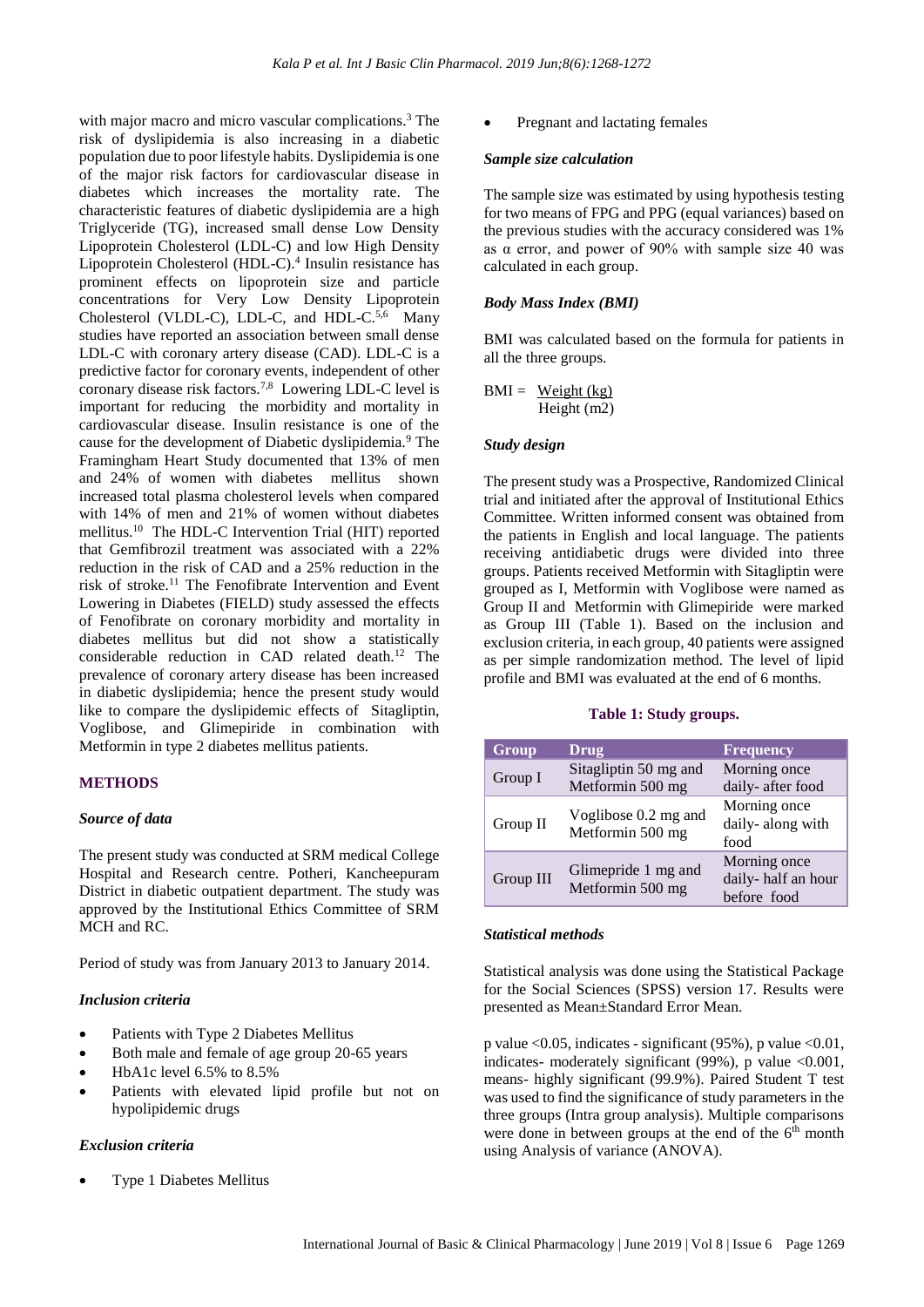with major macro and micro vascular complications.[3] The risk of dyslipidemia is also increasing in a diabetic population due to poor lifestyle habits. Dyslipidemia is one of the major risk factors for cardiovascular disease in diabetes which increases the mortality rate. The characteristic features of diabetic dyslipidemia are a high Triglyceride (TG), increased small dense Low Density Lipoprotein Cholesterol (LDL-C) and low High Density Lipoprotein Cholesterol (HDL-C).[4] Insulin resistance has prominent effects on lipoprotein size and particle concentrations for Very Low Density Lipoprotein Cholesterol (VLDL-C), LDL-C, and HDL-C.[5,6] Many studies have reported an association between small dense LDL-C with coronary artery disease (CAD). LDL-C is a predictive factor for coronary events, independent of other coronary disease risk factors.[7,8] Lowering LDL-C level is important for reducing the morbidity and mortality in cardiovascular disease. Insulin resistance is one of the cause for the development of Diabetic dyslipidemia.[9] The Framingham Heart Study documented that 13% of men and 24% of women with diabetes mellitus shown increased total plasma cholesterol levels when compared with 14% of men and 21% of women without diabetes mellitus.[10] The HDL-C Intervention Trial (HIT) reported that Gemfibrozil treatment was associated with a 22% reduction in the risk of CAD and a 25% reduction in the risk of stroke.[11] The Fenofibrate Intervention and Event Lowering in Diabetes (FIELD) study assessed the effects of Fenofibrate on coronary morbidity and mortality in diabetes mellitus but did not show a statistically considerable reduction in CAD related death.[12] The prevalence of coronary artery disease has been increased in diabetic dyslipidemia; hence the present study would like to compare the dyslipidemic effects of Sitagliptin, Voglibose, and Glimepiride in combination with Metformin in type 2 diabetes mellitus patients.

## METHODS

### *Source of data*

The present study was conducted at SRM medical College Hospital and Research centre. Potheri, Kancheepuram District in diabetic outpatient department. The study was approved by the Institutional Ethics Committee of SRM MCH and RC.

Period of study was from January 2013 to January 2014.

### *Inclusion criteria*

- Patients with Type 2 Diabetes Mellitus
- Both male and female of age group 20-65 years
- HbA1c level 6.5% to 8.5%
- Patients with elevated lipid profile but not on hypolipidemic drugs

### *Exclusion criteria*

- Type 1 Diabetes Mellitus
- Pregnant and lactating females

### *Sample size calculation*

The sample size was estimated by using hypothesis testing for two means of FPG and PPG (equal variances) based on the previous studies with the accuracy considered was 1% as α error, and power of 90% with sample size 40 was calculated in each group.

### *Body Mass Index (BMI)*

BMI was calculated based on the formula for patients in all the three groups.

$$\text{BMI} = \frac{\text{Weight (kg)}}{\text{Height (m2)}}$$

### *Study design*

The present study was a Prospective, Randomized Clinical trial and initiated after the approval of Institutional Ethics Committee. Written informed consent was obtained from the patients in English and local language. The patients receiving antidiabetic drugs were divided into three groups. Patients received Metformin with Sitagliptin were grouped as I, Metformin with Voglibose were named as Group II and Metformin with Glimepiride were marked as Group III (Table 1). Based on the inclusion and exclusion criteria, in each group, 40 patients were assigned as per simple randomization method. The level of lipid profile and BMI was evaluated at the end of 6 months.

**Table 1: Study groups.**

| Group | Drug | Frequency |
|---|---|---|
| Group I | Sitagliptin 50 mg and Metformin 500 mg | Morning once daily- after food |
| Group II | Voglibose 0.2 mg and Metformin 500 mg | Morning once daily- along with food |
| Group III | Glimepride 1 mg and Metformin 500 mg | Morning once daily- half an hour before food |

### *Statistical methods*

Statistical analysis was done using the Statistical Package for the Social Sciences (SPSS) version 17. Results were presented as Mean±Standard Error Mean.

p value <0.05, indicates - significant (95%), p value <0.01, indicates- moderately significant (99%), p value <0.001, means- highly significant (99.9%). Paired Student T test was used to find the significance of study parameters in the three groups (Intra group analysis). Multiple comparisons were done in between groups at the end of the 6th month using Analysis of variance (ANOVA).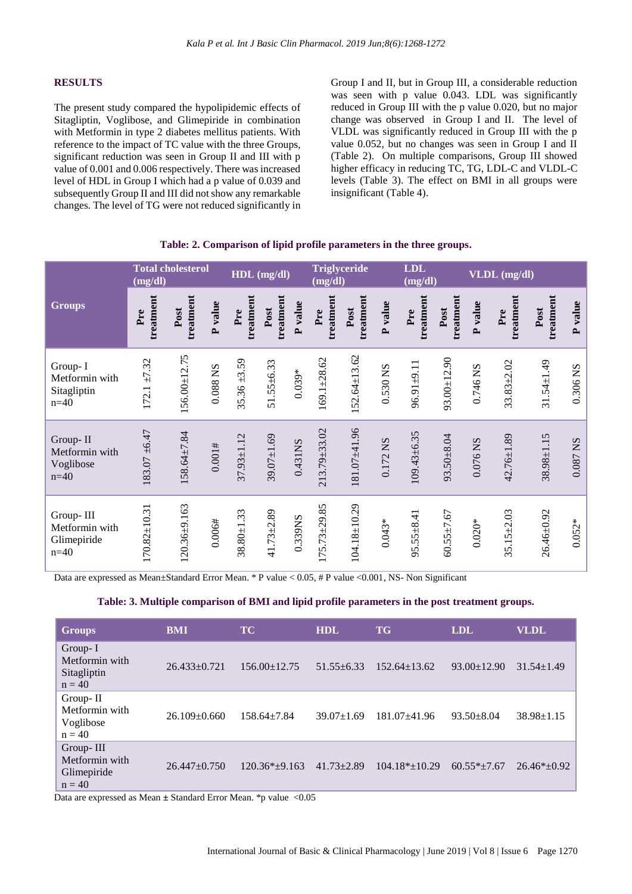## RESULTS

The present study compared the hypolipidemic effects of Sitagliptin, Voglibose, and Glimepiride in combination with Metformin in type 2 diabetes mellitus patients. With reference to the impact of TC value with the three Groups, significant reduction was seen in Group II and III with p value of 0.001 and 0.006 respectively. There was increased level of HDL in Group I which had a p value of 0.039 and subsequently Group II and III did not show any remarkable changes. The level of TG were not reduced significantly in Group I and II, but in Group III, a considerable reduction was seen with p value 0.043. LDL was significantly reduced in Group III with the p value 0.020, but no major change was observed in Group I and II. The level of VLDL was significantly reduced in Group III with the p value 0.052, but no changes was seen in Group I and II (Table 2). On multiple comparisons, Group III showed higher efficacy in reducing TC, TG, LDL-C and VLDL-C levels (Table 3). The effect on BMI in all groups were insignificant (Table 4).

**Table: 2. Comparison of lipid profile parameters in the three groups.**

| Groups | Total cholesterol (mg/dl) | | | HDL (mg/dl) | | | Triglyceride (mg/dl) | | | LDL (mg/dl) | | | VLDL (mg/dl) | | |
|---|---|---|---|---|---|---|---|---|---|---|---|---|---|---|---|
| | Pre treatment | Post treatment | P value | Pre treatment | Post treatment | P value | Pre treatment | Post treatment | P value | Pre treatment | Post treatment | P value | Pre treatment | Post treatment | P value |
| Group- I Metformin with Sitagliptin n=40 | 172.1 ±7.32 | 156.00±12.75 | 0.088 NS | 35.36 ±3.59 | 51.55±6.33 | 0.039* | 169.1±28.62 | 152.64±13.62 | 0.530 NS | 96.91±9.11 | 93.00±12.90 | 0.746 NS | 33.83±2.02 | 31.54±1.49 | 0.306 NS |
| Group- II Metformin with Voglibose n=40 | 183.07 ±6.47 | 158.64±7.84 | 0.001# | 37.93±1.12 | 39.07±1.69 | 0.431NS | 213.79±33.02 | 181.07±41.96 | 0.172 NS | 109.43±6.35 | 93.50±8.04 | 0.076 NS | 42.76±1.89 | 38.98±1.15 | 0.087 NS |
| Group- III Metformin with Glimepiride n=40 | 170.82±10.31 | 120.36±9.163 | 0.006# | 38.80±1.33 | 41.73±2.89 | 0.339NS | 175.73±29.85 | 104.18±10.29 | 0.043* | 95.55±8.41 | 60.55±7.67 | 0.020* | 35.15±2.03 | 26.46±0.92 | 0.052* |

Data are expressed as Mean±Standard Error Mean. * P value < 0.05, # P value <0.001, NS- Non Significant

**Table: 3. Multiple comparison of BMI and lipid profile parameters in the post treatment groups.**

| Groups | BMI | TC | HDL | TG | LDL | VLDL |
|---|---|---|---|---|---|---|
| Group- I Metformin with Sitagliptin n = 40 | 26.433±0.721 | 156.00±12.75 | 51.55±6.33 | 152.64±13.62 | 93.00±12.90 | 31.54±1.49 |
| Group- II Metformin with Voglibose n = 40 | 26.109±0.660 | 158.64±7.84 | 39.07±1.69 | 181.07±41.96 | 93.50±8.04 | 38.98±1.15 |
| Group- III Metformin with Glimepiride n = 40 | 26.447±0.750 | 120.36*±9.163 | 41.73±2.89 | 104.18*±10.29 | 60.55*±7.67 | 26.46*±0.92 |

Data are expressed as Mean ± Standard Error Mean. *p value <0.05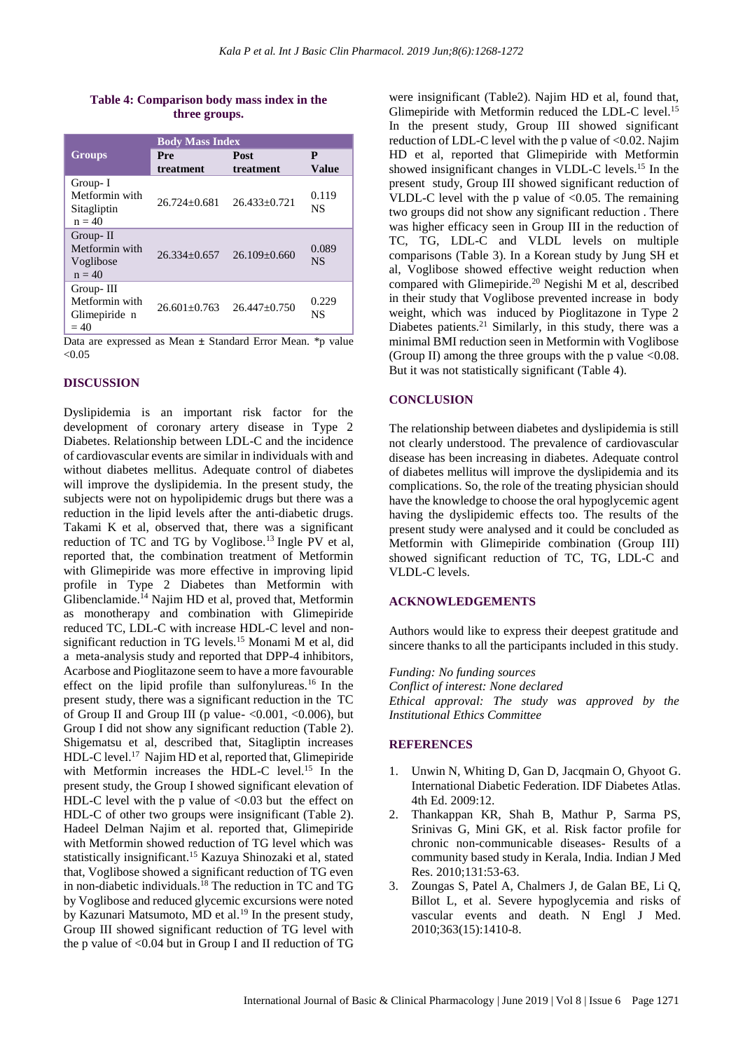**Table 4: Comparison body mass index in the three groups.**

| Groups | Body Mass Index | | |
|---|---|---|---|
| | Pre treatment | Post treatment | P Value |
| Group- I Metformin with Sitagliptin n = 40 | 26.724±0.681 | 26.433±0.721 | 0.119 NS |
| Group- II Metformin with Voglibose n = 40 | 26.334±0.657 | 26.109±0.660 | 0.089 NS |
| Group- III Metformin with Glimepiride n = 40 | 26.601±0.763 | 26.447±0.750 | 0.229 NS |

Data are expressed as Mean ± Standard Error Mean. *p value <0.05

## DISCUSSION

Dyslipidemia is an important risk factor for the development of coronary artery disease in Type 2 Diabetes. Relationship between LDL-C and the incidence of cardiovascular events are similar in individuals with and without diabetes mellitus. Adequate control of diabetes will improve the dyslipidemia. In the present study, the subjects were not on hypolipidemic drugs but there was a reduction in the lipid levels after the anti-diabetic drugs. Takami K et al, observed that, there was a significant reduction of TC and TG by Voglibose.[13] Ingle PV et al, reported that, the combination treatment of Metformin with Glimepiride was more effective in improving lipid profile in Type 2 Diabetes than Metformin with Glibenclamide.[14] Najim HD et al, proved that, Metformin as monotherapy and combination with Glimepiride reduced TC, LDL-C with increase HDL-C level and non-significant reduction in TG levels.[15] Monami M et al, did a meta-analysis study and reported that DPP-4 inhibitors, Acarbose and Pioglitazone seem to have a more favourable effect on the lipid profile than sulfonylureas.[16] In the present study, there was a significant reduction in the TC of Group II and Group III (p value- <0.001, <0.006), but Group I did not show any significant reduction (Table 2). Shigematsu et al, described that, Sitagliptin increases HDL-C level.[17] Najim HD et al, reported that, Glimepiride with Metformin increases the HDL-C level.[15] In the present study, the Group I showed significant elevation of HDL-C level with the p value of <0.03 but the effect on HDL-C of other two groups were insignificant (Table 2). Hadeel Delman Najim et al. reported that, Glimepiride with Metformin showed reduction of TG level which was statistically insignificant.[15] Kazuya Shinozaki et al, stated that, Voglibose showed a significant reduction of TG even in non-diabetic individuals.[18] The reduction in TC and TG by Voglibose and reduced glycemic excursions were noted by Kazunari Matsumoto, MD et al.[19] In the present study, Group III showed significant reduction of TG level with the p value of <0.04 but in Group I and II reduction of TG were insignificant (Table2). Najim HD et al, found that, Glimepiride with Metformin reduced the LDL-C level.[15] In the present study, Group III showed significant reduction of LDL-C level with the p value of <0.02. Najim HD et al, reported that Glimepiride with Metformin showed insignificant changes in VLDL-C levels.[15] In the present study, Group III showed significant reduction of VLDL-C level with the p value of <0.05. The remaining two groups did not show any significant reduction . There was higher efficacy seen in Group III in the reduction of TC, TG, LDL-C and VLDL levels on multiple comparisons (Table 3). In a Korean study by Jung SH et al, Voglibose showed effective weight reduction when compared with Glimepiride.[20] Negishi M et al, described in their study that Voglibose prevented increase in body weight, which was induced by Pioglitazone in Type 2 Diabetes patients.[21] Similarly, in this study, there was a minimal BMI reduction seen in Metformin with Voglibose (Group II) among the three groups with the p value <0.08. But it was not statistically significant (Table 4).

## CONCLUSION

The relationship between diabetes and dyslipidemia is still not clearly understood. The prevalence of cardiovascular disease has been increasing in diabetes. Adequate control of diabetes mellitus will improve the dyslipidemia and its complications. So, the role of the treating physician should have the knowledge to choose the oral hypoglycemic agent having the dyslipidemic effects too. The results of the present study were analysed and it could be concluded as Metformin with Glimepiride combination (Group III) showed significant reduction of TC, TG, LDL-C and VLDL-C levels.

## ACKNOWLEDGEMENTS

Authors would like to express their deepest gratitude and sincere thanks to all the participants included in this study.

*Funding: No funding sources*
*Conflict of interest: None declared*
*Ethical approval: The study was approved by the Institutional Ethics Committee*

## REFERENCES

1. Unwin N, Whiting D, Gan D, Jacqmain O, Ghyoot G. International Diabetic Federation. IDF Diabetes Atlas. 4th Ed. 2009:12.
2. Thankappan KR, Shah B, Mathur P, Sarma PS, Srinivas G, Mini GK, et al. Risk factor profile for chronic non-communicable diseases- Results of a community based study in Kerala, India. Indian J Med Res. 2010;131:53-63.
3. Zoungas S, Patel A, Chalmers J, de Galan BE, Li Q, Billot L, et al. Severe hypoglycemia and risks of vascular events and death. N Engl J Med. 2010;363(15):1410-8.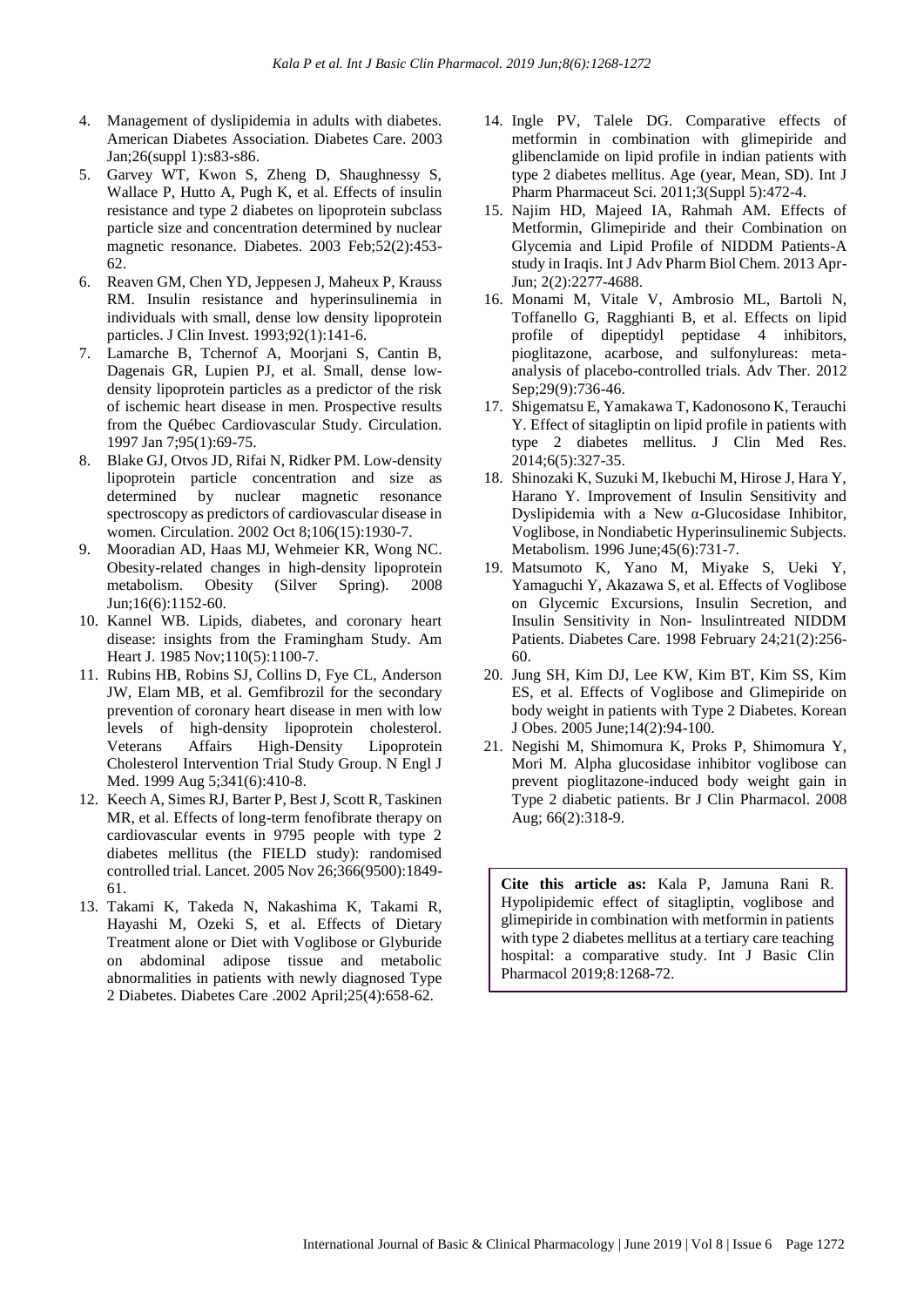4. Management of dyslipidemia in adults with diabetes. American Diabetes Association. Diabetes Care. 2003 Jan;26(suppl 1):s83-s86.
5. Garvey WT, Kwon S, Zheng D, Shaughnessy S, Wallace P, Hutto A, Pugh K, et al. Effects of insulin resistance and type 2 diabetes on lipoprotein subclass particle size and concentration determined by nuclear magnetic resonance. Diabetes. 2003 Feb;52(2):453-62.
6. Reaven GM, Chen YD, Jeppesen J, Maheux P, Krauss RM. Insulin resistance and hyperinsulinemia in individuals with small, dense low density lipoprotein particles. J Clin Invest. 1993;92(1):141-6.
7. Lamarche B, Tchernof A, Moorjani S, Cantin B, Dagenais GR, Lupien PJ, et al. Small, dense low-density lipoprotein particles as a predictor of the risk of ischemic heart disease in men. Prospective results from the Québec Cardiovascular Study. Circulation. 1997 Jan 7;95(1):69-75.
8. Blake GJ, Otvos JD, Rifai N, Ridker PM. Low-density lipoprotein particle concentration and size as determined by nuclear magnetic resonance spectroscopy as predictors of cardiovascular disease in women. Circulation. 2002 Oct 8;106(15):1930-7.
9. Mooradian AD, Haas MJ, Wehmeier KR, Wong NC. Obesity-related changes in high-density lipoprotein metabolism. Obesity (Silver Spring). 2008 Jun;16(6):1152-60.
10. Kannel WB. Lipids, diabetes, and coronary heart disease: insights from the Framingham Study. Am Heart J. 1985 Nov;110(5):1100-7.
11. Rubins HB, Robins SJ, Collins D, Fye CL, Anderson JW, Elam MB, et al. Gemfibrozil for the secondary prevention of coronary heart disease in men with low levels of high-density lipoprotein cholesterol. Veterans Affairs High-Density Lipoprotein Cholesterol Intervention Trial Study Group. N Engl J Med. 1999 Aug 5;341(6):410-8.
12. Keech A, Simes RJ, Barter P, Best J, Scott R, Taskinen MR, et al. Effects of long-term fenofibrate therapy on cardiovascular events in 9795 people with type 2 diabetes mellitus (the FIELD study): randomised controlled trial. Lancet. 2005 Nov 26;366(9500):1849-61.
13. Takami K, Takeda N, Nakashima K, Takami R, Hayashi M, Ozeki S, et al. Effects of Dietary Treatment alone or Diet with Voglibose or Glyburide on abdominal adipose tissue and metabolic abnormalities in patients with newly diagnosed Type 2 Diabetes. Diabetes Care .2002 April;25(4):658-62.
14. Ingle PV, Talele DG. Comparative effects of metformin in combination with glimepiride and glibenclamide on lipid profile in indian patients with type 2 diabetes mellitus. Age (year, Mean, SD). Int J Pharm Pharmaceut Sci. 2011;3(Suppl 5):472-4.
15. Najim HD, Majeed IA, Rahmah AM. Effects of Metformin, Glimepiride and their Combination on Glycemia and Lipid Profile of NIDDM Patients-A study in Iraqis. Int J Adv Pharm Biol Chem. 2013 Apr-Jun; 2(2):2277-4688.
16. Monami M, Vitale V, Ambrosio ML, Bartoli N, Toffanello G, Ragghianti B, et al. Effects on lipid profile of dipeptidyl peptidase 4 inhibitors, pioglitazone, acarbose, and sulfonylureas: meta-analysis of placebo-controlled trials. Adv Ther. 2012 Sep;29(9):736-46.
17. Shigematsu E, Yamakawa T, Kadonosono K, Terauchi Y. Effect of sitagliptin on lipid profile in patients with type 2 diabetes mellitus. J Clin Med Res. 2014;6(5):327-35.
18. Shinozaki K, Suzuki M, Ikebuchi M, Hirose J, Hara Y, Harano Y. Improvement of Insulin Sensitivity and Dyslipidemia with a New α-Glucosidase Inhibitor, Voglibose, in Nondiabetic Hyperinsulinemic Subjects. Metabolism. 1996 June;45(6):731-7.
19. Matsumoto K, Yano M, Miyake S, Ueki Y, Yamaguchi Y, Akazawa S, et al. Effects of Voglibose on Glycemic Excursions, Insulin Secretion, and Insulin Sensitivity in Non- lnsulintreated NIDDM Patients. Diabetes Care. 1998 February 24;21(2):256-60.
20. Jung SH, Kim DJ, Lee KW, Kim BT, Kim SS, Kim ES, et al. Effects of Voglibose and Glimepiride on body weight in patients with Type 2 Diabetes. Korean J Obes. 2005 June;14(2):94-100.
21. Negishi M, Shimomura K, Proks P, Shimomura Y, Mori M. Alpha glucosidase inhibitor voglibose can prevent pioglitazone-induced body weight gain in Type 2 diabetic patients. Br J Clin Pharmacol. 2008 Aug; 66(2):318-9.

**Cite this article as:** Kala P, Jamuna Rani R. Hypolipidemic effect of sitagliptin, voglibose and glimepiride in combination with metformin in patients with type 2 diabetes mellitus at a tertiary care teaching hospital: a comparative study. Int J Basic Clin Pharmacol 2019;8:1268-72.